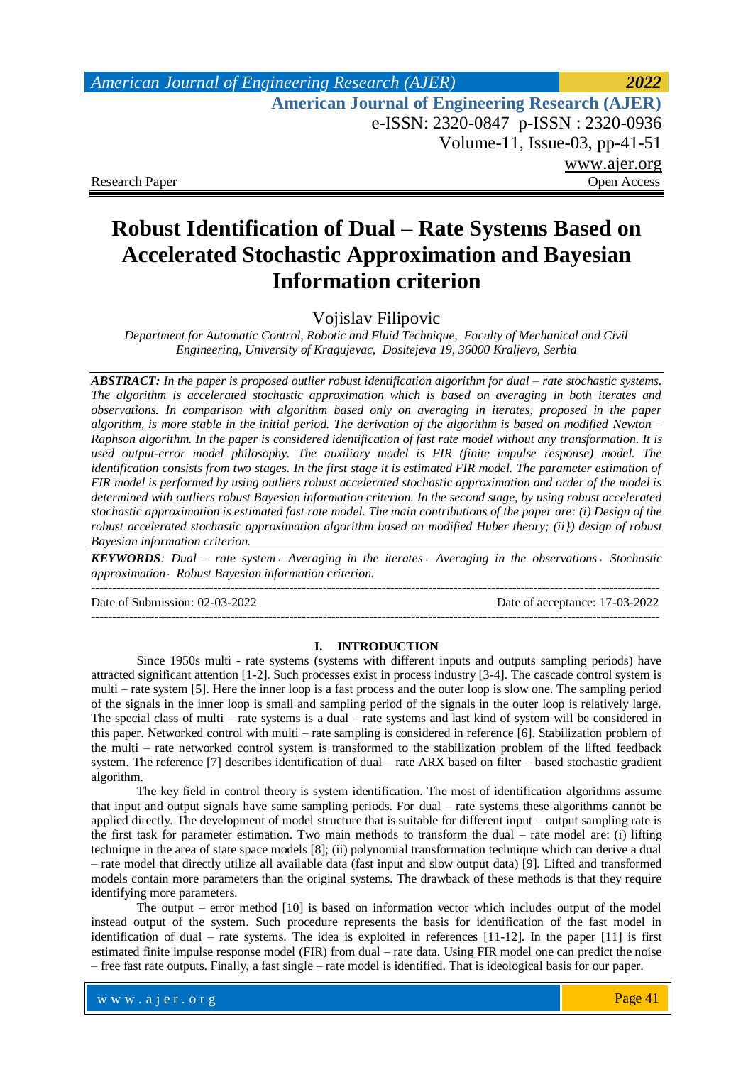Research Paper Open Access

# Robust Identification of Dual – Rate Systems Based on Accelerated Stochastic Approximation and Bayesian Information criterion

Vojislav Filipovic

*Department for Automatic Control, Robotic and Fluid Technique, Faculty of Mechanical and Civil Engineering, University of Kragujevac, Dositejeva 19, 36000 Kraljevo, Serbia*

***ABSTRACT:*** *In the paper is proposed outlier robust identification algorithm for dual – rate stochastic systems. The algorithm is accelerated stochastic approximation which is based on averaging in both iterates and observations. In comparison with algorithm based only on averaging in iterates, proposed in the paper algorithm, is more stable in the initial period. The derivation of the algorithm is based on modified Newton – Raphson algorithm. In the paper is considered identification of fast rate model without any transformation. It is used output-error model philosophy. The auxiliary model is FIR (finite impulse response) model. The identification consists from two stages. In the first stage it is estimated FIR model. The parameter estimation of FIR model is performed by using outliers robust accelerated stochastic approximation and order of the model is determined with outliers robust Bayesian information criterion. In the second stage, by using robust accelerated stochastic approximation is estimated fast rate model. The main contributions of the paper are: (i) Design of the robust accelerated stochastic approximation algorithm based on modified Huber theory; (ii}) design of robust Bayesian information criterion.*

***KEYWORDS****: Dual – rate system · Averaging in the iterates · Averaging in the observations · Stochastic approximation · Robust Bayesian information criterion.*

---

Date of Submission: 02-03-2022 Date of acceptance: 17-03-2022

---

## I. INTRODUCTION

Since 1950s multi - rate systems (systems with different inputs and outputs sampling periods) have attracted significant attention [1-2]. Such processes exist in process industry [3-4]. The cascade control system is multi – rate system [5]. Here the inner loop is a fast process and the outer loop is slow one. The sampling period of the signals in the inner loop is small and sampling period of the signals in the outer loop is relatively large. The special class of multi – rate systems is a dual – rate systems and last kind of system will be considered in this paper. Networked control with multi – rate sampling is considered in reference [6]. Stabilization problem of the multi – rate networked control system is transformed to the stabilization problem of the lifted feedback system. The reference [7] describes identification of dual – rate ARX based on filter – based stochastic gradient algorithm.

The key field in control theory is system identification. The most of identification algorithms assume that input and output signals have same sampling periods. For dual – rate systems these algorithms cannot be applied directly. The development of model structure that is suitable for different input – output sampling rate is the first task for parameter estimation. Two main methods to transform the dual – rate model are: (i) lifting technique in the area of state space models [8]; (ii) polynomial transformation technique which can derive a dual – rate model that directly utilize all available data (fast input and slow output data) [9]. Lifted and transformed models contain more parameters than the original systems. The drawback of these methods is that they require identifying more parameters.

The output – error method [10] is based on information vector which includes output of the model instead output of the system. Such procedure represents the basis for identification of the fast model in identification of dual – rate systems. The idea is exploited in references [11-12]. In the paper [11] is first estimated finite impulse response model (FIR) from dual – rate data. Using FIR model one can predict the noise – free fast rate outputs. Finally, a fast single – rate model is identified. That is ideological basis for our paper.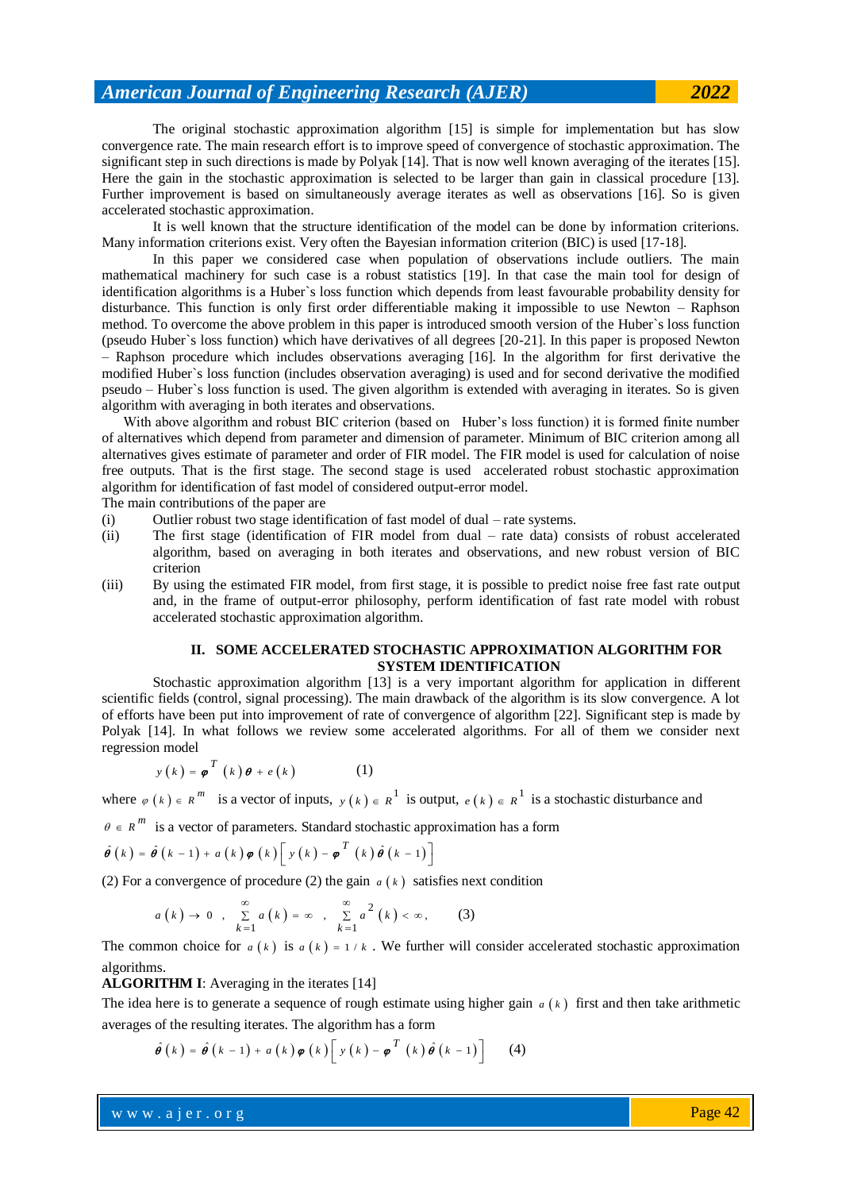The original stochastic approximation algorithm [15] is simple for implementation but has slow convergence rate. The main research effort is to improve speed of convergence of stochastic approximation. The significant step in such directions is made by Polyak [14]. That is now well known averaging of the iterates [15]. Here the gain in the stochastic approximation is selected to be larger than gain in classical procedure [13]. Further improvement is based on simultaneously average iterates as well as observations [16]. So is given accelerated stochastic approximation.

It is well known that the structure identification of the model can be done by information criterions. Many information criterions exist. Very often the Bayesian information criterion (BIC) is used [17-18].

In this paper we considered case when population of observations include outliers. The main mathematical machinery for such case is a robust statistics [19]. In that case the main tool for design of identification algorithms is a Huber`s loss function which depends from least favourable probability density for disturbance. This function is only first order differentiable making it impossible to use Newton – Raphson method. To overcome the above problem in this paper is introduced smooth version of the Huber`s loss function (pseudo Huber`s loss function) which have derivatives of all degrees [20-21]. In this paper is proposed Newton – Raphson procedure which includes observations averaging [16]. In the algorithm for first derivative the modified Huber`s loss function (includes observation averaging) is used and for second derivative the modified pseudo – Huber`s loss function is used. The given algorithm is extended with averaging in iterates. So is given algorithm with averaging in both iterates and observations.

With above algorithm and robust BIC criterion (based on Huber's loss function) it is formed finite number of alternatives which depend from parameter and dimension of parameter. Minimum of BIC criterion among all alternatives gives estimate of parameter and order of FIR model. The FIR model is used for calculation of noise free outputs. That is the first stage. The second stage is used accelerated robust stochastic approximation algorithm for identification of fast model of considered output-error model.

The main contributions of the paper are

(i) Outlier robust two stage identification of fast model of dual – rate systems.

(ii) The first stage (identification of FIR model from dual – rate data) consists of robust accelerated algorithm, based on averaging in both iterates and observations, and new robust version of BIC criterion

(iii) By using the estimated FIR model, from first stage, it is possible to predict noise free fast rate output and, in the frame of output-error philosophy, perform identification of fast rate model with robust accelerated stochastic approximation algorithm.

## II. SOME ACCELERATED STOCHASTIC APPROXIMATION ALGORITHM FOR SYSTEM IDENTIFICATION

Stochastic approximation algorithm [13] is a very important algorithm for application in different scientific fields (control, signal processing). The main drawback of the algorithm is its slow convergence. A lot of efforts have been put into improvement of rate of convergence of algorithm [22]. Significant step is made by Polyak [14]. In what follows we review some accelerated algorithms. For all of them we consider next regression model

$$y(k) = \boldsymbol{\varphi}^T(k)\boldsymbol{\theta} + e(k) \qquad (1)$$

where $\varphi(k) \in R^m$ is a vector of inputs, $y(k) \in R^1$ is output, $e(k) \in R^1$ is a stochastic disturbance and $\theta \in R^m$ is a vector of parameters. Standard stochastic approximation has a form

$$\hat{\boldsymbol{\theta}}(k) = \hat{\boldsymbol{\theta}}(k-1) + a(k)\boldsymbol{\varphi}(k)\left[y(k) - \boldsymbol{\varphi}^T(k)\hat{\boldsymbol{\theta}}(k-1)\right]$$

(2) For a convergence of procedure (2) the gain $a(k)$ satisfies next condition

$$a(k) \to 0 \;,\; \sum_{k=1}^{\infty} a(k) = \infty \;,\; \sum_{k=1}^{\infty} a^2(k) < \infty, \qquad (3)$$

The common choice for $a(k)$ is $a(k) = 1/k$. We further will consider accelerated stochastic approximation algorithms.

**ALGORITHM I**: Averaging in the iterates [14]

The idea here is to generate a sequence of rough estimate using higher gain $a(k)$ first and then take arithmetic averages of the resulting iterates. The algorithm has a form

$$\hat{\boldsymbol{\theta}}(k) = \hat{\boldsymbol{\theta}}(k-1) + a(k)\boldsymbol{\varphi}(k)\left[y(k) - \boldsymbol{\varphi}^T(k)\hat{\boldsymbol{\theta}}(k-1)\right] \qquad (4)$$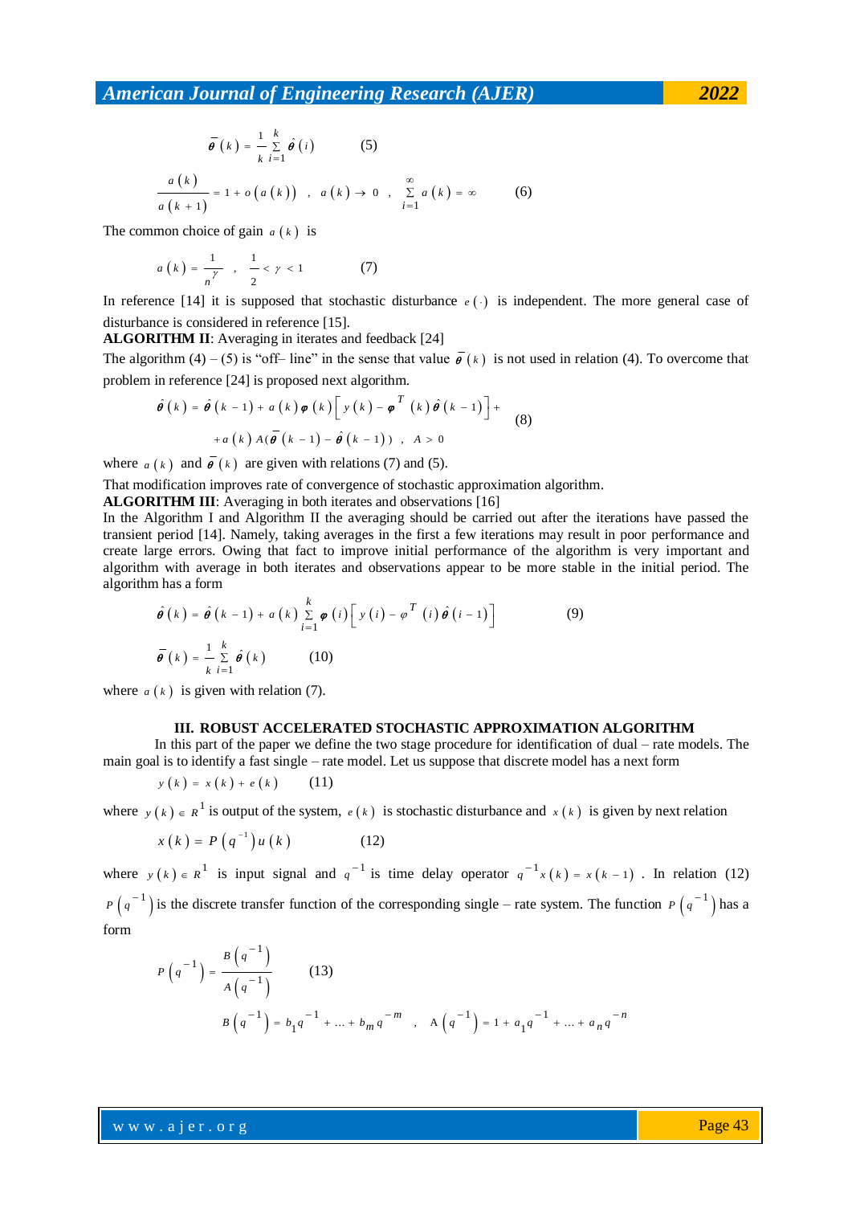$$\bar{\boldsymbol{\theta}}(k) = \frac{1}{k}\sum_{i=1}^{k}\hat{\boldsymbol{\theta}}(i) \qquad (5)$$

$$\frac{a(k)}{a(k+1)} = 1 + o(a(k)) \quad , \quad a(k) \to 0 \quad , \quad \sum_{i=1}^{\infty} a(k) = \infty \qquad (6)$$

The common choice of gain $a(k)$ is

$$a(k) = \frac{1}{n^{\gamma}} \quad , \quad \frac{1}{2} < \gamma < 1 \qquad (7)$$

In reference [14] it is supposed that stochastic disturbance $e(\cdot)$ is independent. The more general case of disturbance is considered in reference [15].

**ALGORITHM II**: Averaging in iterates and feedback [24]

The algorithm (4) – (5) is "off– line" in the sense that value $\bar{\theta}(k)$ is not used in relation (4). To overcome that problem in reference [24] is proposed next algorithm.

$$\hat{\boldsymbol{\theta}}(k) = \hat{\boldsymbol{\theta}}(k-1) + a(k)\boldsymbol{\varphi}(k)\left[y(k) - \boldsymbol{\varphi}^{T}(k)\hat{\boldsymbol{\theta}}(k-1)\right] + \\ + a(k)A(\bar{\boldsymbol{\theta}}(k-1) - \hat{\boldsymbol{\theta}}(k-1)) \quad , \quad A > 0 \qquad (8)$$

where $a(k)$ and $\bar{\theta}(k)$ are given with relations (7) and (5).

That modification improves rate of convergence of stochastic approximation algorithm.

**ALGORITHM III**: Averaging in both iterates and observations [16]

In the Algorithm I and Algorithm II the averaging should be carried out after the iterations have passed the transient period [14]. Namely, taking averages in the first a few iterations may result in poor performance and create large errors. Owing that fact to improve initial performance of the algorithm is very important and algorithm with average in both iterates and observations appear to be more stable in the initial period. The algorithm has a form

$$\hat{\boldsymbol{\theta}}(k) = \hat{\boldsymbol{\theta}}(k-1) + a(k)\sum_{i=1}^{k}\boldsymbol{\varphi}(i)\left[y(i) - \varphi^{T}(i)\hat{\boldsymbol{\theta}}(i-1)\right] \qquad (9)$$

$$\bar{\boldsymbol{\theta}}(k) = \frac{1}{k}\sum_{i=1}^{k}\hat{\boldsymbol{\theta}}(k) \qquad (10)$$

where $a(k)$ is given with relation (7).

## III. ROBUST ACCELERATED STOCHASTIC APPROXIMATION ALGORITHM

In this part of the paper we define the two stage procedure for identification of dual – rate models. The main goal is to identify a fast single – rate model. Let us suppose that discrete model has a next form

$$y(k) = x(k) + e(k) \qquad (11)$$

where $y(k) \in R^{1}$ is output of the system, $e(k)$ is stochastic disturbance and $x(k)$ is given by next relation

$$x(k) = P(q^{-1})u(k) \qquad (12)$$

where $y(k) \in R^{1}$ is input signal and $q^{-1}$ is time delay operator $q^{-1}x(k) = x(k-1)$. In relation (12) $P(q^{-1})$ is the discrete transfer function of the corresponding single – rate system. The function $P(q^{-1})$ has a form

$$P(q^{-1}) = \frac{B(q^{-1})}{A(q^{-1})} \qquad (13)$$

$$B(q^{-1}) = b_1 q^{-1} + \ldots + b_m q^{-m} \quad , \quad A(q^{-1}) = 1 + a_1 q^{-1} + \ldots + a_n q^{-n}$$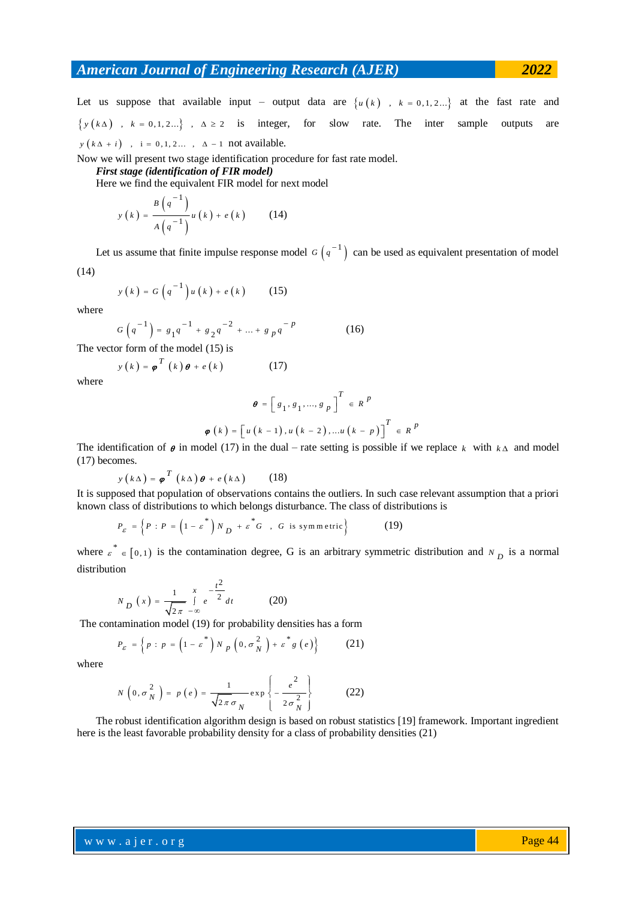Let us suppose that available input – output data are $\{u(k)\ ,\ k=0,1,2...\}$ at the fast rate and $\{y(k\Delta)\ ,\ k=0,1,2...\}\ ,\ \Delta \geq 2$ is integer, for slow rate. The inter sample outputs are $y(k\Delta+i)\ ,\ \mathrm{i}=0,1,2...\ ,\ \Delta-1$ not available.

Now we will present two stage identification procedure for fast rate model.

***First stage (identification of FIR model)***

Here we find the equivalent FIR model for next model

$$y(k)=\frac{B\left(q^{-1}\right)}{A\left(q^{-1}\right)}u(k)+e(k) \qquad (14)$$

Let us assume that finite impulse response model $G\left(q^{-1}\right)$ can be used as equivalent presentation of model (14)

$$y(k)=G\left(q^{-1}\right)u(k)+e(k) \qquad (15)$$

where

$$G\left(q^{-1}\right)=g_1q^{-1}+g_2q^{-2}+...+g_pq^{-p} \qquad (16)$$

The vector form of the model (15) is

$$y(k)=\boldsymbol{\varphi}^T(k)\boldsymbol{\theta}+e(k) \qquad (17)$$

where

$$\boldsymbol{\theta}=\left[g_1,g_1,...,g_p\right]^T\in R^p$$

$$\boldsymbol{\varphi}(k)=\left[u(k-1),u(k-2),...u(k-p)\right]^T\in R^p$$

The identification of $\boldsymbol{\theta}$ in model (17) in the dual – rate setting is possible if we replace $k$ with $k\Delta$ and model (17) becomes.

$$y(k\Delta)=\boldsymbol{\varphi}^T(k\Delta)\boldsymbol{\theta}+e(k\Delta) \qquad (18)$$

It is supposed that population of observations contains the outliers. In such case relevant assumption that a priori known class of distributions to which belongs disturbance. The class of distributions is

$$P_\varepsilon=\left\{P:P=\left(1-\varepsilon^*\right)N_D+\varepsilon^*G\ \ ,\ G \text{ is symmetric}\right\} \qquad (19)$$

where $\varepsilon^*\in[0,1)$ is the contamination degree, G is an arbitrary symmetric distribution and $N_D$ is a normal distribution

$$N_D(x)=\frac{1}{\sqrt{2\pi}}\int_{-\infty}^{x}e^{-\frac{t^2}{2}}dt \qquad (20)$$

The contamination model (19) for probability densities has a form

$$P_\varepsilon=\left\{p:p=\left(1-\varepsilon^*\right)N_p\left(0,\sigma_N^2\right)+\varepsilon^*g(e)\right\} \qquad (21)$$

where

$$N\left(0,\sigma_N^2\right)=p(e)=\frac{1}{\sqrt{2\pi}\sigma_N}\exp\left\{-\frac{e^2}{2\sigma_N^2}\right\} \qquad (22)$$

The robust identification algorithm design is based on robust statistics [19] framework. Important ingredient here is the least favorable probability density for a class of probability densities (21)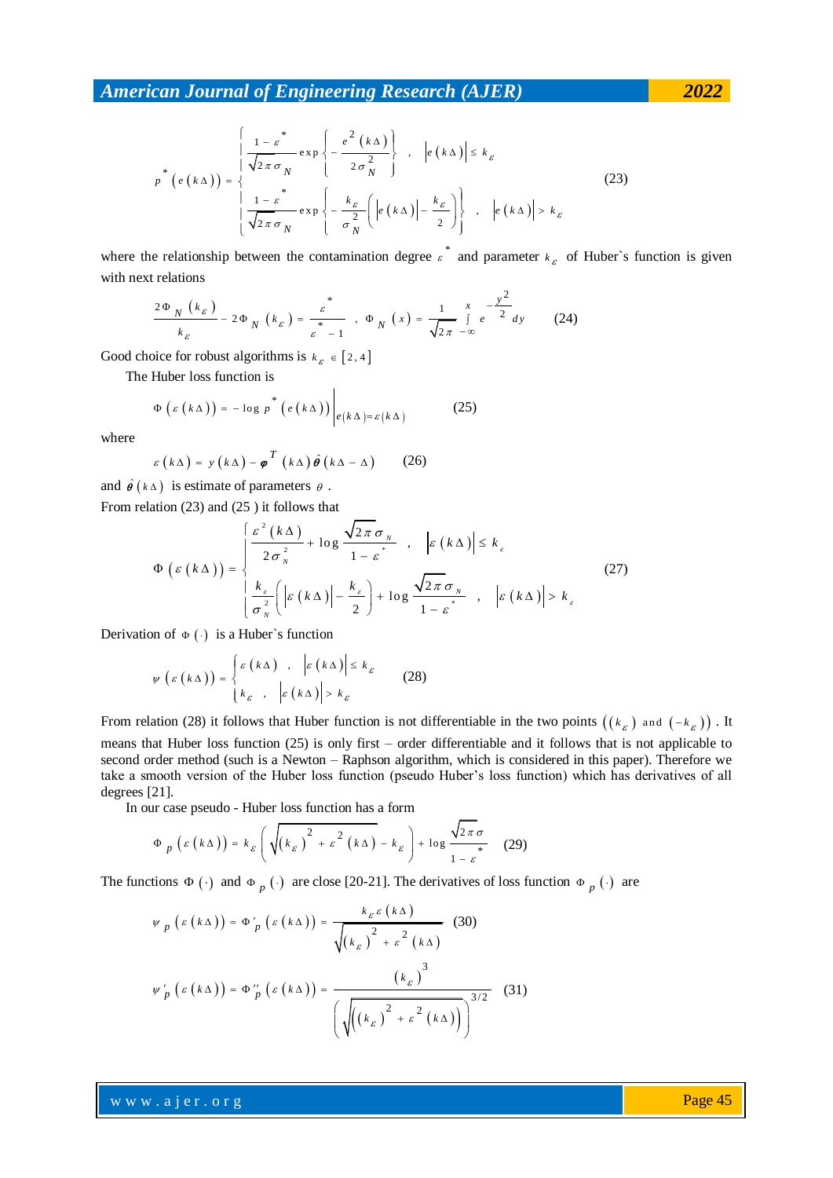$$p^*\left(e(k\Delta)\right)=\begin{cases}\dfrac{1-\varepsilon^*}{\sqrt{2\pi}\sigma_N}\exp\left\{-\dfrac{e^2(k\Delta)}{2\sigma_N^2}\right\} & , \quad \left|e(k\Delta)\right|\le k_\varepsilon \\ \dfrac{1-\varepsilon^*}{\sqrt{2\pi}\sigma_N}\exp\left\{-\dfrac{k_\varepsilon}{\sigma_N^2}\left(\left|e(k\Delta)\right|-\dfrac{k_\varepsilon}{2}\right)\right\} & , \quad \left|e(k\Delta)\right|> k_\varepsilon\end{cases} \tag{23}$$

where the relationship between the contamination degree $\varepsilon^*$ and parameter $k_\varepsilon$ of Huber`s function is given with next relations

$$\frac{2\Phi_N(k_\varepsilon)}{k_\varepsilon}-2\Phi_N(k_\varepsilon)=\frac{\varepsilon^*}{\varepsilon^*-1} \quad , \quad \Phi_N(x)=\frac{1}{\sqrt{2\pi}}\int_{-\infty}^{x} e^{-\frac{y^2}{2}}dy \tag{24}$$

Good choice for robust algorithms is $k_\varepsilon\in[2,4]$

The Huber loss function is

$$\Phi\left(\varepsilon(k\Delta)\right)=-\log p^*\left(e(k\Delta)\right)\Big|_{e(k\Delta)=\varepsilon(k\Delta)} \tag{25}$$

where

$$\varepsilon(k\Delta)=y(k\Delta)-\boldsymbol{\varphi}^T(k\Delta)\hat{\boldsymbol{\theta}}(k\Delta-\Delta) \tag{26}$$

and $\hat{\boldsymbol{\theta}}(k\Delta)$ is estimate of parameters $\theta$.

From relation (23) and (25 ) it follows that

$$\Phi\left(\varepsilon(k\Delta)\right)=\begin{cases}\dfrac{\varepsilon^2(k\Delta)}{2\sigma_N^2}+\log\dfrac{\sqrt{2\pi}\sigma_N}{1-\varepsilon^*} & , \quad \left|\varepsilon(k\Delta)\right|\le k_\varepsilon \\ \dfrac{k_\varepsilon}{\sigma_N^2}\left(\left|\varepsilon(k\Delta)\right|-\dfrac{k_\varepsilon}{2}\right)+\log\dfrac{\sqrt{2\pi}\sigma_N}{1-\varepsilon^*} & , \quad \left|\varepsilon(k\Delta)\right|> k_\varepsilon\end{cases} \tag{27}$$

Derivation of $\Phi(\cdot)$ is a Huber`s function

$$\psi\left(\varepsilon(k\Delta)\right)=\begin{cases}\varepsilon(k\Delta) & , \quad \left|\varepsilon(k\Delta)\right|\le k_\varepsilon \\ k_\varepsilon & , \quad \left|\varepsilon(k\Delta)\right|> k_\varepsilon\end{cases} \tag{28}$$

From relation (28) it follows that Huber function is not differentiable in the two points $\left((k_\varepsilon) \text{ and } (-k_\varepsilon)\right)$. It means that Huber loss function (25) is only first – order differentiable and it follows that is not applicable to second order method (such is a Newton – Raphson algorithm, which is considered in this paper). Therefore we take a smooth version of the Huber loss function (pseudo Huber's loss function) which has derivatives of all degrees [21].

In our case pseudo - Huber loss function has a form

$$\Phi_p\left(\varepsilon(k\Delta)\right)=k_\varepsilon\left(\sqrt{(k_\varepsilon)^2+\varepsilon^2(k\Delta)}-k_\varepsilon\right)+\log\frac{\sqrt{2\pi}\sigma}{1-\varepsilon^*} \tag{29}$$

The functions $\Phi(\cdot)$ and $\Phi_p(\cdot)$ are close [20-21]. The derivatives of loss function $\Phi_p(\cdot)$ are

$$\psi_p\left(\varepsilon(k\Delta)\right)=\Phi'_p\left(\varepsilon(k\Delta)\right)=\frac{k_\varepsilon\varepsilon(k\Delta)}{\sqrt{(k_\varepsilon)^2+\varepsilon^2(k\Delta)}} \tag{30}$$

$$\psi'_p\left(\varepsilon(k\Delta)\right)=\Phi''_p\left(\varepsilon(k\Delta)\right)=\frac{(k_\varepsilon)^3}{\left(\sqrt{\left((k_\varepsilon)^2+\varepsilon^2(k\Delta)\right)}\right)^{3/2}} \tag{31}$$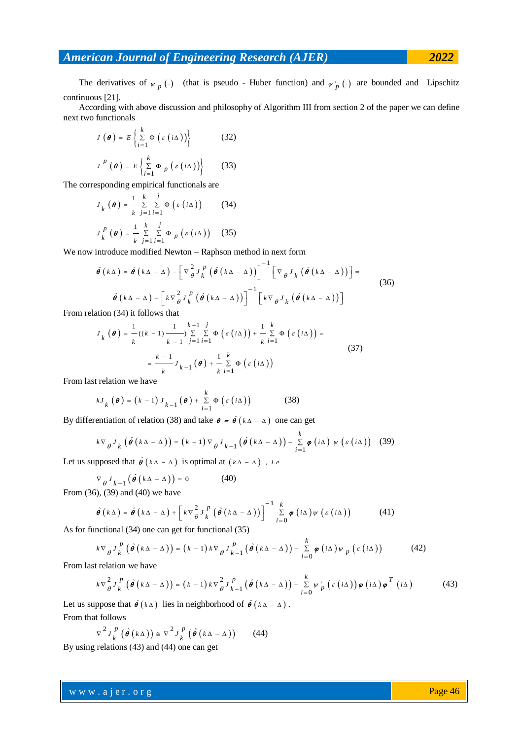The derivatives of $\psi_p(\cdot)$ (that is pseudo - Huber function) and $\psi'_p(\cdot)$ are bounded and Lipschitz continuous [21].

According with above discussion and philosophy of Algorithm III from section 2 of the paper we can define next two functionals

$$J(\boldsymbol{\theta}) = E\left\{\sum_{i=1}^{k} \Phi\left(\varepsilon(i\Delta)\right)\right\} \tag{32}$$

$$J^{p}(\boldsymbol{\theta}) = E\left\{\sum_{i=1}^{k} \Phi_p\left(\varepsilon(i\Delta)\right)\right\} \tag{33}$$

The corresponding empirical functionals are

$$J_k(\boldsymbol{\theta}) = \frac{1}{k}\sum_{j=1}^{k}\sum_{i=1}^{j} \Phi\left(\varepsilon(i\Delta)\right) \tag{34}$$

$$J_k^{p}(\boldsymbol{\theta}) = \frac{1}{k}\sum_{j=1}^{k}\sum_{i=1}^{j} \Phi_p\left(\varepsilon(i\Delta)\right) \tag{35}$$

We now introduce modified Newton – Raphson method in next form

$$\begin{aligned}\hat{\boldsymbol{\theta}}(k\Delta) &= \hat{\boldsymbol{\theta}}(k\Delta-\Delta) - \left[\nabla_{\theta}^{2} J_k^{p}\left(\hat{\boldsymbol{\theta}}(k\Delta-\Delta)\right)\right]^{-1}\left[\nabla_{\theta} J_k\left(\hat{\boldsymbol{\theta}}(k\Delta-\Delta)\right)\right] = \\ &\hat{\boldsymbol{\theta}}(k\Delta-\Delta) - \left[k\nabla_{\theta}^{2} J_k^{p}\left(\hat{\boldsymbol{\theta}}(k\Delta-\Delta)\right)\right]^{-1}\left[k\nabla_{\theta} J_k\left(\hat{\boldsymbol{\theta}}(k\Delta-\Delta)\right)\right]\end{aligned} \tag{36}$$

From relation (34) it follows that

$$\begin{aligned}J_k(\boldsymbol{\theta}) &= \frac{1}{k}((k-1)\frac{1}{k-1})\sum_{j=1}^{k-1}\sum_{i=1}^{j} \Phi\left(\varepsilon(i\Delta)\right) + \frac{1}{k}\sum_{i=1}^{k}\Phi\left(\varepsilon(i\Delta)\right) = \\ &= \frac{k-1}{k} J_{k-1}(\boldsymbol{\theta}) + \frac{1}{k}\sum_{i=1}^{k}\Phi\left(\varepsilon(i\Delta)\right)\end{aligned} \tag{37}$$

From last relation we have

$$kJ_k(\boldsymbol{\theta}) = (k-1)J_{k-1}(\boldsymbol{\theta}) + \sum_{i=1}^{k}\Phi\left(\varepsilon(i\Delta)\right) \tag{38}$$

By differentiation of relation (38) and take $\boldsymbol{\theta} = \hat{\boldsymbol{\theta}}(k\Delta-\Delta)$ one can get

$$k\nabla_{\theta} J_k\left(\hat{\boldsymbol{\theta}}(k\Delta-\Delta)\right) = (k-1)\nabla_{\theta} J_{k-1}\left(\hat{\boldsymbol{\theta}}(k\Delta-\Delta)\right) - \sum_{i=1}^{k}\boldsymbol{\varphi}(i\Delta)\,\psi\left(\varepsilon(i\Delta)\right) \tag{39}$$

Let us supposed that $\hat{\boldsymbol{\theta}}(k\Delta-\Delta)$ is optimal at $(k\Delta-\Delta)$ , *i.e*

$$\nabla_{\theta} J_{k-1}\left(\hat{\boldsymbol{\theta}}(k\Delta-\Delta)\right) = 0 \tag{40}$$

From (36), (39) and (40) we have

$$\hat{\boldsymbol{\theta}}(k\Delta) = \hat{\boldsymbol{\theta}}(k\Delta-\Delta) + \left[k\nabla_{\theta}^{2} J_k^{p}\left(\hat{\boldsymbol{\theta}}(k\Delta-\Delta)\right)\right]^{-1}\sum_{i=0}^{k}\boldsymbol{\varphi}(i\Delta)\psi\left(\varepsilon(i\Delta)\right) \tag{41}$$

As for functional (34) one can get for functional (35)

$$k\nabla_{\theta} J_k^{p}\left(\hat{\boldsymbol{\theta}}(k\Delta-\Delta)\right) = (k-1)k\nabla_{\theta} J_{k-1}^{p}\left(\hat{\boldsymbol{\theta}}(k\Delta-\Delta)\right) - \sum_{i=0}^{k}\boldsymbol{\varphi}(i\Delta)\psi_p\left(\varepsilon(i\Delta)\right) \tag{42}$$

From last relation we have

$$k\nabla_{\theta}^{2} J_k^{p}\left(\hat{\boldsymbol{\theta}}(k\Delta-\Delta)\right) = (k-1)k\nabla_{\theta}^{2} J_{k-1}^{p}\left(\hat{\boldsymbol{\theta}}(k\Delta-\Delta)\right) + \sum_{i=0}^{k}\psi'_p\left(\varepsilon(i\Delta)\right)\boldsymbol{\varphi}(i\Delta)\boldsymbol{\varphi}^{T}(i\Delta) \tag{43}$$

Let us suppose that $\hat{\boldsymbol{\theta}}(k\Delta)$ lies in neighborhood of $\hat{\boldsymbol{\theta}}(k\Delta-\Delta)$ .

From that follows

$$\nabla^{2} J_k^{p}\left(\hat{\boldsymbol{\theta}}(k\Delta)\right) \cong \nabla^{2} J_k^{p}\left(\hat{\boldsymbol{\theta}}(k\Delta-\Delta)\right) \tag{44}$$

By using relations (43) and (44) one can get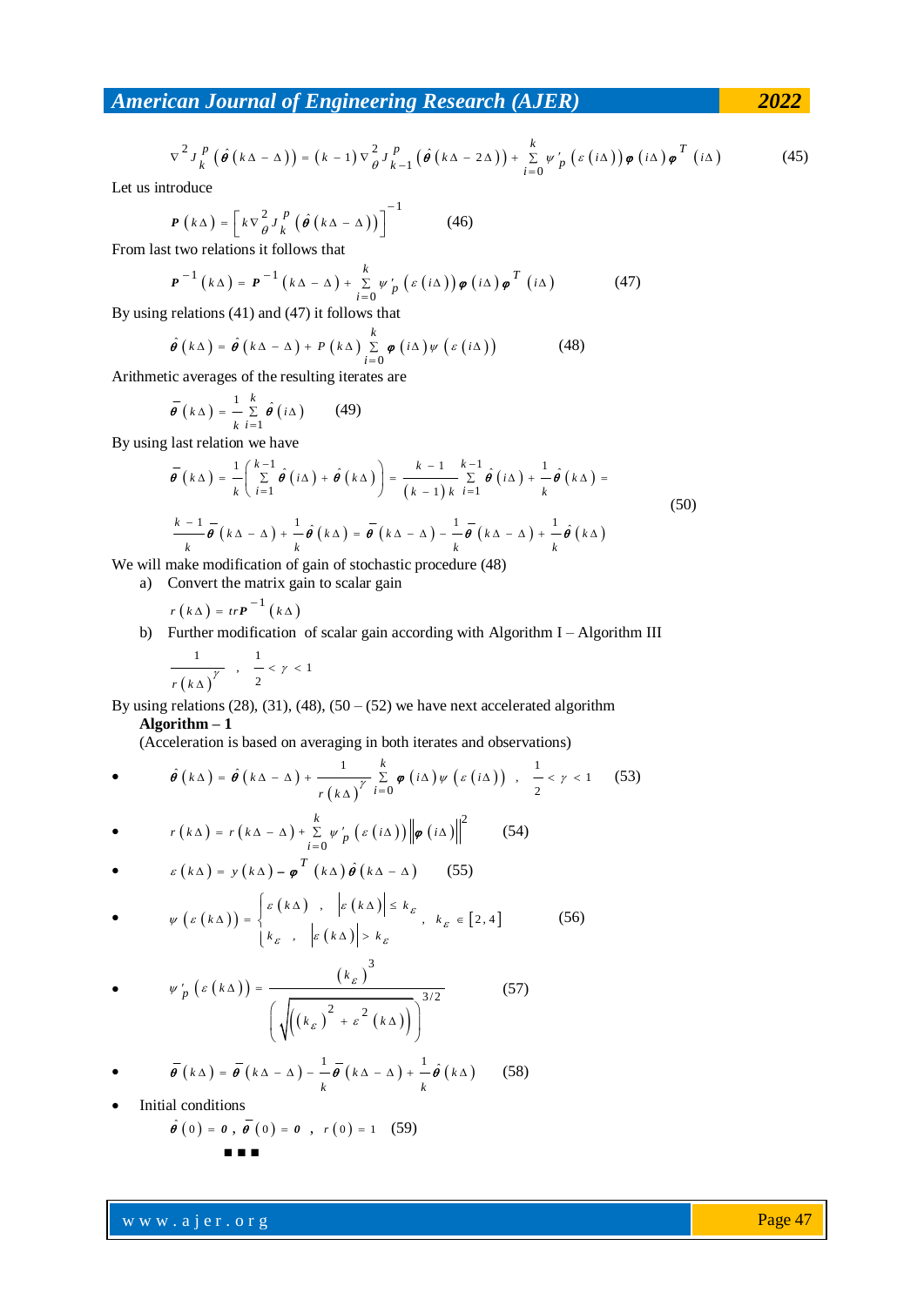$$\nabla^2 J_k^p\left(\hat{\boldsymbol{\theta}}(k\Delta-\Delta)\right)=(k-1)\nabla_\theta^2 J_{k-1}^p\left(\hat{\boldsymbol{\theta}}(k\Delta-2\Delta)\right)+\sum_{i=0}^{k}\psi'_p\left(\varepsilon(i\Delta)\right)\boldsymbol{\varphi}(i\Delta)\boldsymbol{\varphi}^T(i\Delta) \tag{45}$$

Let us introduce

$$\boldsymbol{P}(k\Delta)=\left[k\nabla_\theta^2 J_k^p\left(\hat{\boldsymbol{\theta}}(k\Delta-\Delta)\right)\right]^{-1} \tag{46}$$

From last two relations it follows that

$$\boldsymbol{P}^{-1}(k\Delta)=\boldsymbol{P}^{-1}(k\Delta-\Delta)+\sum_{i=0}^{k}\psi'_p\left(\varepsilon(i\Delta)\right)\boldsymbol{\varphi}(i\Delta)\boldsymbol{\varphi}^T(i\Delta) \tag{47}$$

By using relations (41) and (47) it follows that

$$\hat{\boldsymbol{\theta}}(k\Delta)=\hat{\boldsymbol{\theta}}(k\Delta-\Delta)+P(k\Delta)\sum_{i=0}^{k}\boldsymbol{\varphi}(i\Delta)\psi\left(\varepsilon(i\Delta)\right) \tag{48}$$

Arithmetic averages of the resulting iterates are

$$\bar{\boldsymbol{\theta}}(k\Delta)=\frac{1}{k}\sum_{i=1}^{k}\hat{\boldsymbol{\theta}}(i\Delta) \tag{49}$$

By using last relation we have

$$\begin{aligned}\bar{\boldsymbol{\theta}}(k\Delta)&=\frac{1}{k}\left(\sum_{i=1}^{k-1}\hat{\boldsymbol{\theta}}(i\Delta)+\hat{\boldsymbol{\theta}}(k\Delta)\right)=\frac{k-1}{(k-1)k}\sum_{i=1}^{k-1}\hat{\boldsymbol{\theta}}(i\Delta)+\frac{1}{k}\hat{\boldsymbol{\theta}}(k\Delta)=\\ &\frac{k-1}{k}\bar{\boldsymbol{\theta}}(k\Delta-\Delta)+\frac{1}{k}\hat{\boldsymbol{\theta}}(k\Delta)=\bar{\boldsymbol{\theta}}(k\Delta-\Delta)-\frac{1}{k}\bar{\boldsymbol{\theta}}(k\Delta-\Delta)+\frac{1}{k}\hat{\boldsymbol{\theta}}(k\Delta)\end{aligned} \tag{50}$$

We will make modification of gain of stochastic procedure (48)

a) Convert the matrix gain to scalar gain

$$r(k\Delta)=tr\boldsymbol{P}^{-1}(k\Delta)$$

b) Further modification of scalar gain according with Algorithm I – Algorithm III

$$\frac{1}{r(k\Delta)^{\gamma}}\quad,\quad\frac{1}{2}<\gamma<1$$

By using relations (28), (31), (48), (50 – (52) we have next accelerated algorithm

**Algorithm – 1**

(Acceleration is based on averaging in both iterates and observations)

- $$\hat{\boldsymbol{\theta}}(k\Delta)=\hat{\boldsymbol{\theta}}(k\Delta-\Delta)+\frac{1}{r(k\Delta)^{\gamma}}\sum_{i=0}^{k}\boldsymbol{\varphi}(i\Delta)\psi\left(\varepsilon(i\Delta)\right)\quad,\quad\frac{1}{2}<\gamma<1 \tag{53}$$
- $$r(k\Delta)=r(k\Delta-\Delta)+\sum_{i=0}^{k}\psi'_p\left(\varepsilon(i\Delta)\right)\left\|\boldsymbol{\varphi}(i\Delta)\right\|^2 \tag{54}$$
- $$\varepsilon(k\Delta)=y(k\Delta)-\boldsymbol{\varphi}^T(k\Delta)\hat{\boldsymbol{\theta}}(k\Delta-\Delta) \tag{55}$$
- $$\psi\left(\varepsilon(k\Delta)\right)=\begin{cases}\varepsilon(k\Delta) & ,\ \left|\varepsilon(k\Delta)\right|\le k_\varepsilon\\ k_\varepsilon & ,\ \left|\varepsilon(k\Delta)\right|>k_\varepsilon\end{cases}\ ,\quad k_\varepsilon\in[2,4] \tag{56}$$
- $$\psi'_p\left(\varepsilon(k\Delta)\right)=\frac{(k_\varepsilon)^3}{\left(\sqrt{\left((k_\varepsilon)^2+\varepsilon^2(k\Delta)\right)}\right)^{3/2}} \tag{57}$$
- $$\bar{\boldsymbol{\theta}}(k\Delta)=\bar{\boldsymbol{\theta}}(k\Delta-\Delta)-\frac{1}{k}\bar{\boldsymbol{\theta}}(k\Delta-\Delta)+\frac{1}{k}\hat{\boldsymbol{\theta}}(k\Delta) \tag{58}$$
- Initial conditions

$$\hat{\boldsymbol{\theta}}(0)=\boldsymbol{0}\ ,\ \bar{\boldsymbol{\theta}}(0)=\boldsymbol{0}\ ,\ r(0)=1 \tag{59}$$

■ ■ ■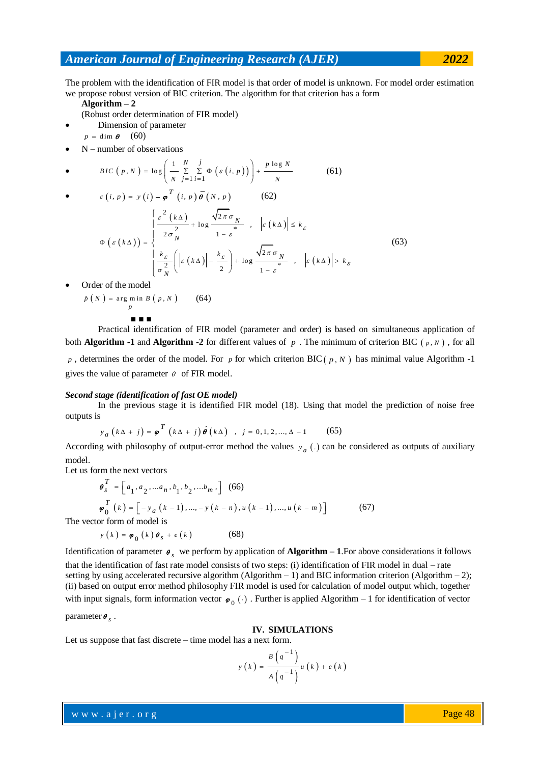The problem with the identification of FIR model is that order of model is unknown. For model order estimation we propose robust version of BIC criterion. The algorithm for that criterion has a form

**Algorithm – 2**

(Robust order determination of FIR model)

- Dimension of parameter

$$p = \dim \boldsymbol{\theta} \quad (60)$$

- N – number of observations

- $$BIC(p, N) = \log\left(\frac{1}{N}\sum_{j=1}^{N}\sum_{i=1}^{j}\Phi\left(\varepsilon(i,p)\right)\right) + \frac{p\log N}{N} \qquad (61)$$

- $$\varepsilon(i,p) = y(i) - \boldsymbol{\varphi}^T(i,p)\bar{\boldsymbol{\theta}}(N,p) \qquad (62)$$

$$\Phi\left(\varepsilon(k\Delta)\right) = \begin{cases} \dfrac{\varepsilon^2(k\Delta)}{2\sigma_N^2} + \log\dfrac{\sqrt{2\pi}\sigma_N}{1-\varepsilon^*} & , \quad \left|\varepsilon(k\Delta)\right| \le k_\varepsilon \\ \dfrac{k_\varepsilon}{\sigma_N^2}\left(\left|\varepsilon(k\Delta)\right| - \dfrac{k_\varepsilon}{2}\right) + \log\dfrac{\sqrt{2\pi}\sigma_N}{1-\varepsilon^*} & , \quad \left|\varepsilon(k\Delta)\right| > k_\varepsilon \end{cases} \qquad (63)$$

- Order of the model

$$\hat{p}(N) = \arg\min_{p} B(p, N) \qquad (64)$$

■ ■ ■

Practical identification of FIR model (parameter and order) is based on simultaneous application of both **Algorithm -1** and **Algorithm -2** for different values of $p$. The minimum of criterion BIC $(p, N)$, for all $p$, determines the order of the model. For $p$ for which criterion BIC$(p, N)$ has minimal value Algorithm -1 gives the value of parameter $\theta$ of FIR model.

***Second stage (identification of fast OE model)***

In the previous stage it is identified FIR model (18). Using that model the prediction of noise free outputs is

$$y_a(k\Delta + j) = \boldsymbol{\varphi}^T(k\Delta + j)\hat{\boldsymbol{\theta}}(k\Delta) \quad , \quad j = 0,1,2,...,\Delta - 1 \qquad (65)$$

According with philosophy of output-error method the values $y_a(.)$ can be considered as outputs of auxiliary model.

Let us form the next vectors

$$\boldsymbol{\theta}_s^T = \left[a_1, a_2, ...a_n, b_1, b_2, ...b_m,\right] \quad (66)$$

$$\boldsymbol{\varphi}_0^T(k) = \left[-y_a(k-1), ..., -y(k-n), u(k-1), ..., u(k-m)\right] \qquad (67)$$

The vector form of model is

$$y(k) = \boldsymbol{\varphi}_0(k)\boldsymbol{\theta}_s + e(k) \qquad (68)$$

Identification of parameter $\boldsymbol{\theta}_s$ we perform by application of **Algorithm – 1**.For above considerations it follows that the identification of fast rate model consists of two steps: (i) identification of FIR model in dual – rate setting by using accelerated recursive algorithm (Algorithm – 1) and BIC information criterion (Algorithm – 2); (ii) based on output error method philosophy FIR model is used for calculation of model output which, together with input signals, form information vector $\boldsymbol{\varphi}_0(\cdot)$. Further is applied Algorithm – 1 for identification of vector parameter $\boldsymbol{\theta}_s$.

## IV. SIMULATIONS

Let us suppose that fast discrete – time model has a next form.

$$y(k) = \frac{B\left(q^{-1}\right)}{A\left(q^{-1}\right)}u(k) + e(k)$$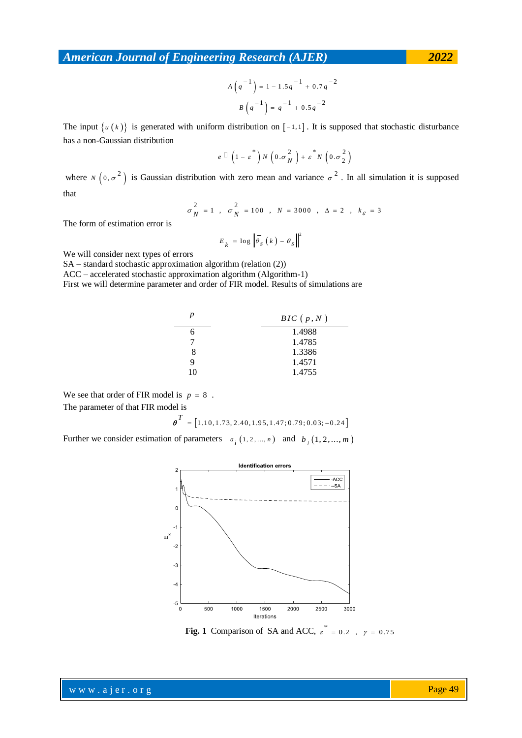$$A\left(q^{-1}\right) = 1 - 1.5q^{-1} + 0.7q^{-2}$$

$$B\left(q^{-1}\right) = q^{-1} + 0.5q^{-2}$$

The input $\{u(k)\}$ is generated with uniform distribution on $[-1,1]$. It is supposed that stochastic disturbance has a non-Gaussian distribution

$$e \sim \left(1-\varepsilon^{*}\right) N\left(0.\sigma_{N}^{2}\right) + \varepsilon^{*} N\left(0.\sigma_{2}^{2}\right)$$

where $N\left(0,\sigma^{2}\right)$ is Gaussian distribution with zero mean and variance $\sigma^{2}$. In all simulation it is supposed that

$$\sigma_{N}^{2} = 1 \ , \ \sigma_{N}^{2} = 100 \ , \ N = 3000 \ , \ \Delta = 2 \ , \ k_{\varepsilon} = 3$$

The form of estimation error is

$$E_{k} = \log \left\| \bar{\theta}_{s}(k) - \theta_{s} \right\|^{2}$$

We will consider next types of errors

SA – standard stochastic approximation algorithm (relation (2))

ACC – accelerated stochastic approximation algorithm (Algorithm-1)

First we will determine parameter and order of FIR model. Results of simulations are

| $p$ | $BIC(p,N)$ |
|---|---|
| 6 | 1.4988 |
| 7 | 1.4785 |
| 8 | 1.3386 |
| 9 | 1.4571 |
| 10 | 1.4755 |

We see that order of FIR model is $p = 8$ .

The parameter of that FIR model is

$$\boldsymbol{\theta}^{T} = \left[1.10, 1.73, 2.40, 1.95, 1.47; 0.79; 0.03; -0.24\right]$$

Further we consider estimation of parameters $a_{i}\,(1,2,...,n)$ and $b_{j}\,(1,2,...,m)$

**Fig. 1** Comparison of SA and ACC, $\varepsilon^{*} = 0.2$ , $\gamma = 0.75$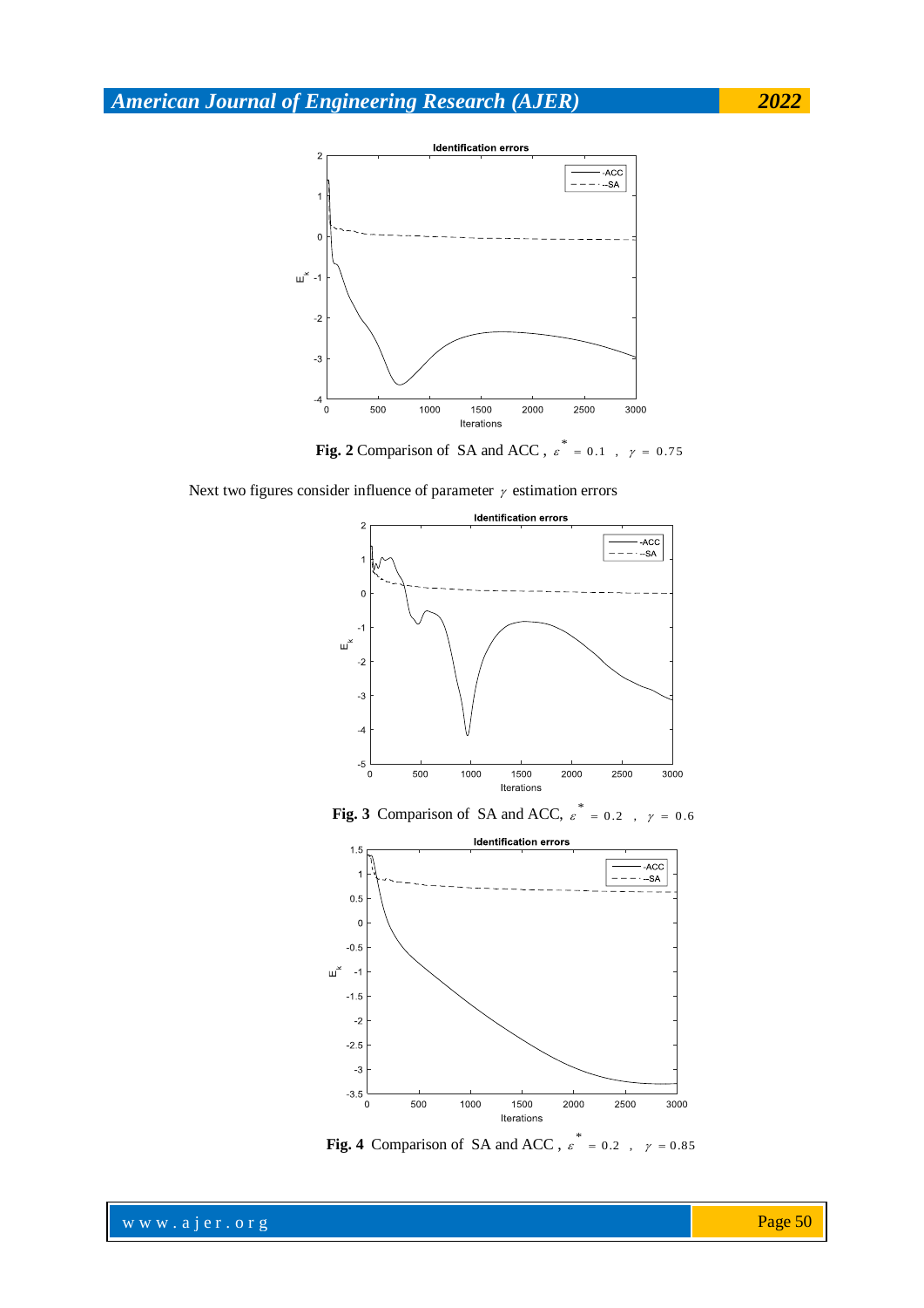**Fig. 2** Comparison of SA and ACC , $\varepsilon^* = 0.1$ , $\gamma = 0.75$

Next two figures consider influence of parameter $\gamma$ estimation errors

**Fig. 3** Comparison of SA and ACC, $\varepsilon^* = 0.2$ , $\gamma = 0.6$

**Fig. 4** Comparison of SA and ACC , $\varepsilon^* = 0.2$ , $\gamma = 0.85$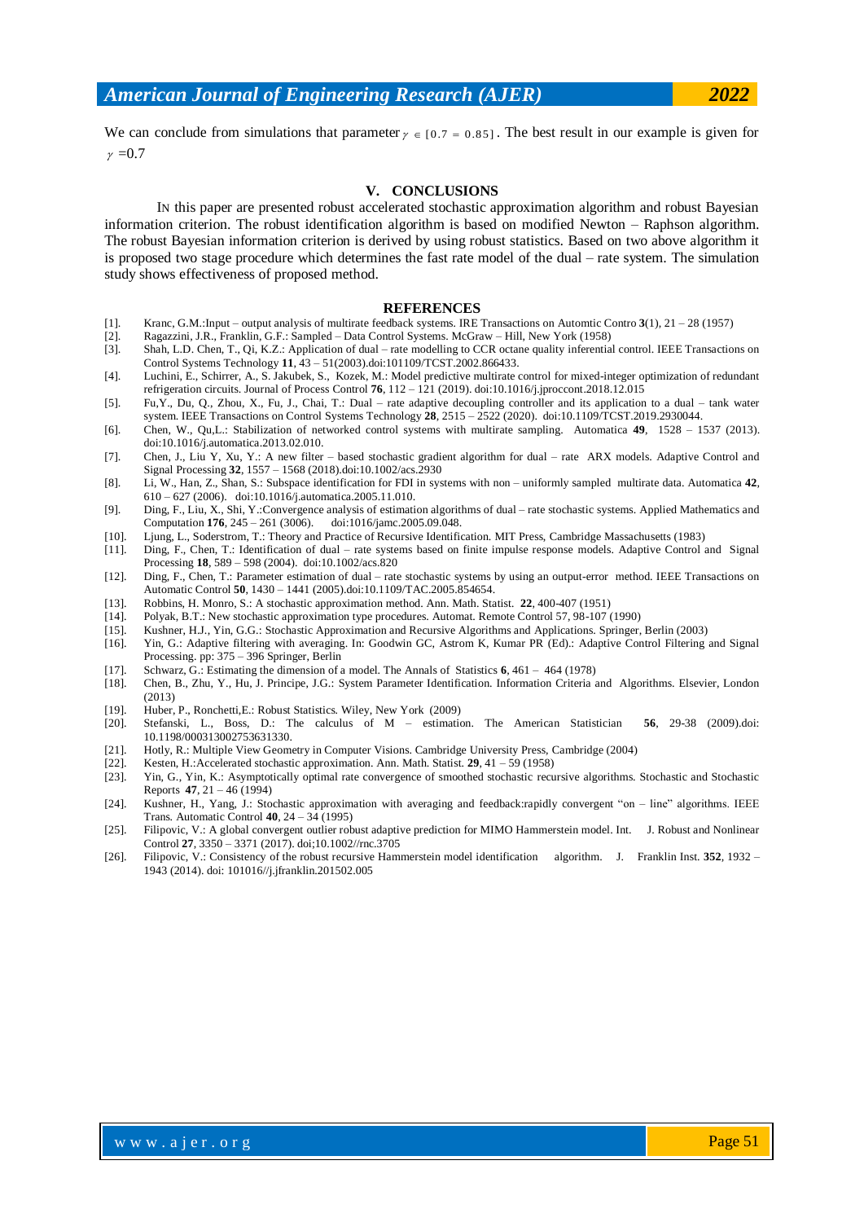We can conclude from simulations that parameter $\gamma \in [0.7 = 0.85]$. The best result in our example is given for $\gamma = 0.7$

## V. CONCLUSIONS

In this paper are presented robust accelerated stochastic approximation algorithm and robust Bayesian information criterion. The robust identification algorithm is based on modified Newton – Raphson algorithm. The robust Bayesian information criterion is derived by using robust statistics. Based on two above algorithm it is proposed two stage procedure which determines the fast rate model of the dual – rate system. The simulation study shows effectiveness of proposed method.

## REFERENCES

[1]. Kranc, G.M.:Input – output analysis of multirate feedback systems. IRE Transactions on Automtic Contro **3**(1), 21 – 28 (1957)

[2]. Ragazzini, J.R., Franklin, G.F.: Sampled – Data Control Systems. McGraw – Hill, New York (1958)

[3]. Shah, L.D. Chen, T., Qi, K.Z.: Application of dual – rate modelling to CCR octane quality inferential control. IEEE Transactions on Control Systems Technology **11**, 43 – 51(2003).doi:101109/TCST.2002.866433.

[4]. Luchini, E., Schirrer, A., S. Jakubek, S., Kozek, M.: Model predictive multirate control for mixed-integer optimization of redundant refrigeration circuits. Journal of Process Control **76**, 112 – 121 (2019). doi:10.1016/j.jproccont.2018.12.015

[5]. Fu,Y., Du, Q., Zhou, X., Fu, J., Chai, T.: Dual – rate adaptive decoupling controller and its application to a dual – tank water system. IEEE Transactions on Control Systems Technology **28**, 2515 – 2522 (2020). doi:10.1109/TCST.2019.2930044.

[6]. Chen, W., Qu,L.: Stabilization of networked control systems with multirate sampling. Automatica **49**, 1528 – 1537 (2013). doi:10.1016/j.automatica.2013.02.010.

[7]. Chen, J., Liu Y, Xu, Y.: A new filter – based stochastic gradient algorithm for dual – rate ARX models. Adaptive Control and Signal Processing **32**, 1557 – 1568 (2018).doi:10.1002/acs.2930

[8]. Li, W., Han, Z., Shan, S.: Subspace identification for FDI in systems with non – uniformly sampled multirate data. Automatica **42**, 610 – 627 (2006). doi:10.1016/j.automatica.2005.11.010.

[9]. Ding, F., Liu, X., Shi, Y.:Convergence analysis of estimation algorithms of dual – rate stochastic systems. Applied Mathematics and Computation **176**, 245 – 261 (3006). doi:1016/jamc.2005.09.048.

[10]. Ljung, L., Soderstrom, T.: Theory and Practice of Recursive Identification. MIT Press, Cambridge Massachusetts (1983)

[11]. Ding, F., Chen, T.: Identification of dual – rate systems based on finite impulse response models. Adaptive Control and Signal Processing **18**, 589 – 598 (2004). doi:10.1002/acs.820

[12]. Ding, F., Chen, T.: Parameter estimation of dual – rate stochastic systems by using an output-error method. IEEE Transactions on Automatic Control **50**, 1430 – 1441 (2005).doi:10.1109/TAC.2005.854654.

[13]. Robbins, H. Monro, S.: A stochastic approximation method. Ann. Math. Statist. **22**, 400-407 (1951)

[14]. Polyak, B.T.: New stochastic approximation type procedures. Automat. Remote Control 57, 98-107 (1990)

[15]. Kushner, H.J., Yin, G.G.: Stochastic Approximation and Recursive Algorithms and Applications. Springer, Berlin (2003)

[16]. Yin, G.: Adaptive filtering with averaging. In: Goodwin GC, Astrom K, Kumar PR (Ed).: Adaptive Control Filtering and Signal Processing. pp: 375 – 396 Springer, Berlin

[17]. Schwarz, G.: Estimating the dimension of a model. The Annals of Statistics **6**, 461 – 464 (1978)

[18]. Chen, B., Zhu, Y., Hu, J. Principe, J.G.: System Parameter Identification. Information Criteria and Algorithms. Elsevier, London (2013)

[19]. Huber, P., Ronchetti,E.: Robust Statistics. Wiley, New York (2009)

[20]. Stefanski, L., Boss, D.: The calculus of M – estimation. The American Statistician **56**, 29-38 (2009).doi: 10.1198/000313002753631330.

[21]. Hotly, R.: Multiple View Geometry in Computer Visions. Cambridge University Press, Cambridge (2004)

[22]. Kesten, H.:Accelerated stochastic approximation. Ann. Math. Statist. **29**, 41 – 59 (1958)

[23]. Yin, G., Yin, K.: Asymptotically optimal rate convergence of smoothed stochastic recursive algorithms. Stochastic and Stochastic Reports **47**, 21 – 46 (1994)

[24]. Kushner, H., Yang, J.: Stochastic approximation with averaging and feedback:rapidly convergent "on – line" algorithms. IEEE Trans. Automatic Control **40**, 24 – 34 (1995)

[25]. Filipovic, V.: A global convergent outlier robust adaptive prediction for MIMO Hammerstein model. Int. J. Robust and Nonlinear Control **27**, 3350 – 3371 (2017). doi;10.1002//rnc.3705

[26]. Filipovic, V.: Consistency of the robust recursive Hammerstein model identification algorithm. J. Franklin Inst. **352**, 1932 – 1943 (2014). doi: 101016//j.jfranklin.201502.005